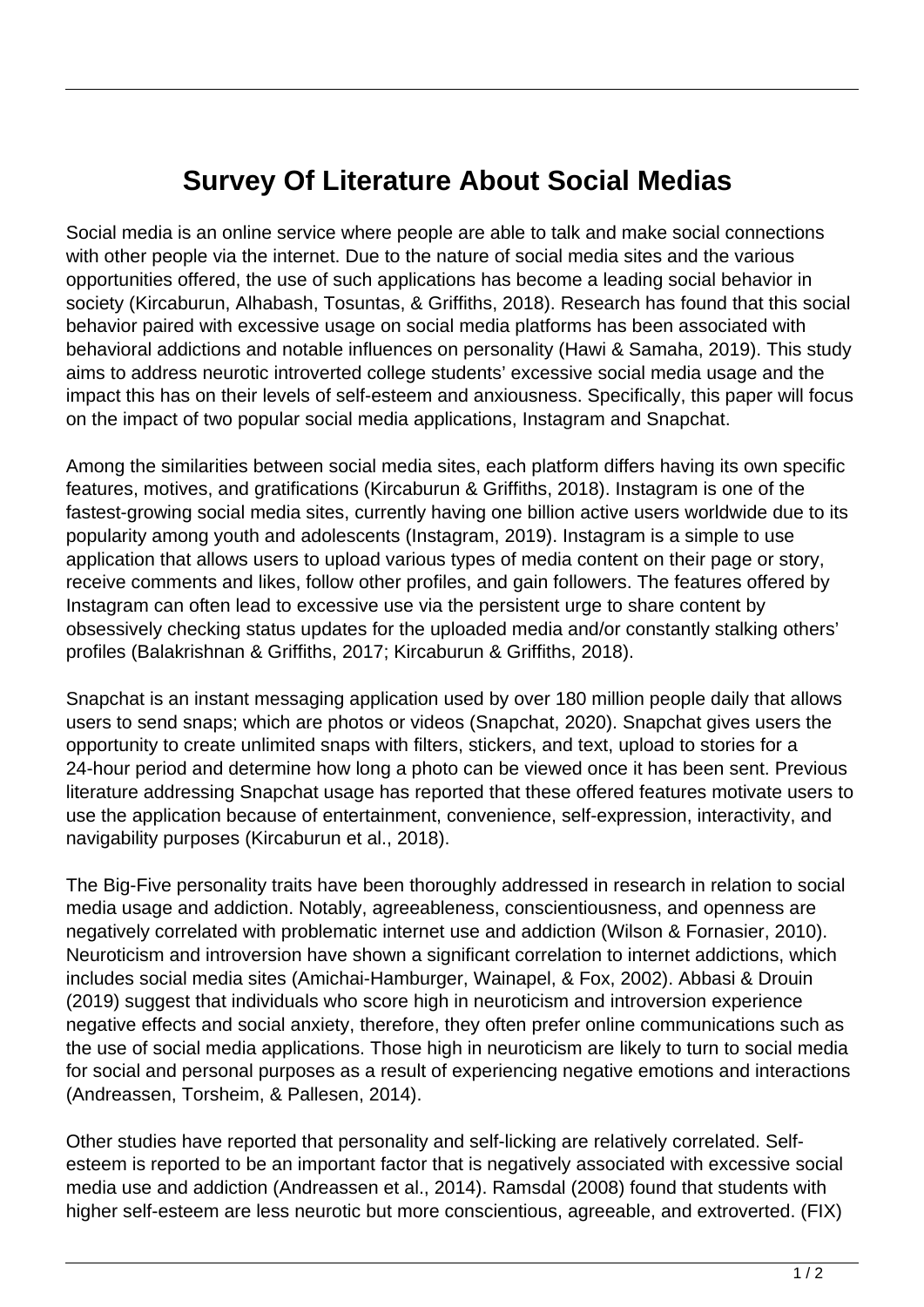# Survey Of Literature About Social Medias

Social media is an online service where people are able to talk and make social connections with other people via the internet. Due to the nature of social media sites and the various opportunities offered, the use of such applications has become a leading social behavior in society (Kircaburun, Alhabash, Tosuntas, & Griffiths, 2018). Research has found that this social behavior paired with excessive usage on social media platforms has been associated with behavioral addictions and notable influences on personality (Hawi & Samaha, 2019). This study aims to address neurotic introverted college students' excessive social media usage and the impact this has on their levels of self-esteem and anxiousness. Specifically, this paper will focus on the impact of two popular social media applications, Instagram and Snapchat.

Among the similarities between social media sites, each platform differs having its own specific features, motives, and gratifications (Kircaburun & Griffiths, 2018). Instagram is one of the fastest-growing social media sites, currently having one billion active users worldwide due to its popularity among youth and adolescents (Instagram, 2019). Instagram is a simple to use application that allows users to upload various types of media content on their page or story, receive comments and likes, follow other profiles, and gain followers. The features offered by Instagram can often lead to excessive use via the persistent urge to share content by obsessively checking status updates for the uploaded media and/or constantly stalking others' profiles (Balakrishnan & Griffiths, 2017; Kircaburun & Griffiths, 2018).

Snapchat is an instant messaging application used by over 180 million people daily that allows users to send snaps; which are photos or videos (Snapchat, 2020). Snapchat gives users the opportunity to create unlimited snaps with filters, stickers, and text, upload to stories for a 24-hour period and determine how long a photo can be viewed once it has been sent. Previous literature addressing Snapchat usage has reported that these offered features motivate users to use the application because of entertainment, convenience, self-expression, interactivity, and navigability purposes (Kircaburun et al., 2018).

The Big-Five personality traits have been thoroughly addressed in research in relation to social media usage and addiction. Notably, agreeableness, conscientiousness, and openness are negatively correlated with problematic internet use and addiction (Wilson & Fornasier, 2010). Neuroticism and introversion have shown a significant correlation to internet addictions, which includes social media sites (Amichai-Hamburger, Wainapel, & Fox, 2002). Abbasi & Drouin (2019) suggest that individuals who score high in neuroticism and introversion experience negative effects and social anxiety, therefore, they often prefer online communications such as the use of social media applications. Those high in neuroticism are likely to turn to social media for social and personal purposes as a result of experiencing negative emotions and interactions (Andreassen, Torsheim, & Pallesen, 2014).

Other studies have reported that personality and self-licking are relatively correlated. Self-esteem is reported to be an important factor that is negatively associated with excessive social media use and addiction (Andreassen et al., 2014). Ramsdal (2008) found that students with higher self-esteem are less neurotic but more conscientious, agreeable, and extroverted. (FIX)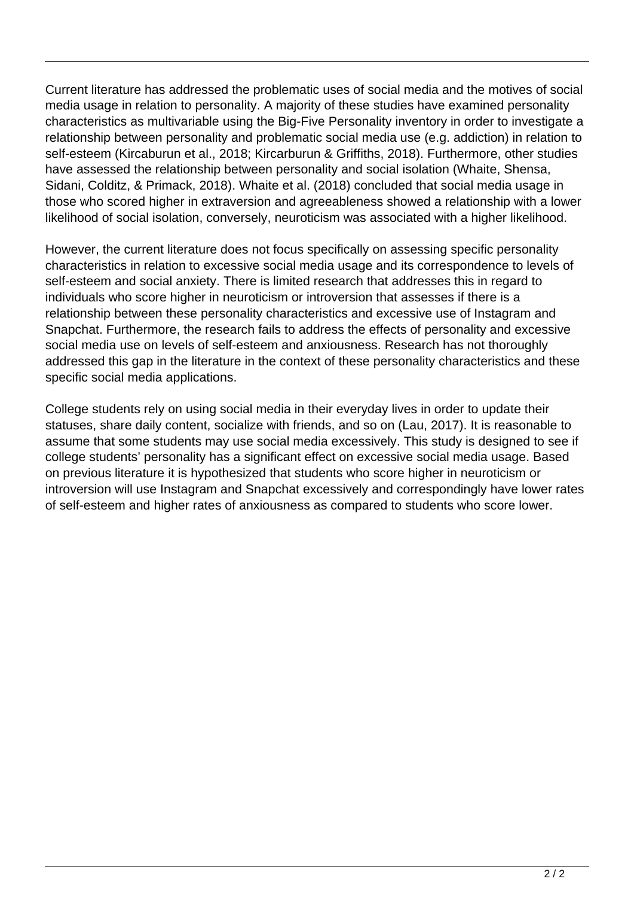Current literature has addressed the problematic uses of social media and the motives of social media usage in relation to personality. A majority of these studies have examined personality characteristics as multivariable using the Big-Five Personality inventory in order to investigate a relationship between personality and problematic social media use (e.g. addiction) in relation to self-esteem (Kircaburun et al., 2018; Kircarburun & Griffiths, 2018). Furthermore, other studies have assessed the relationship between personality and social isolation (Whaite, Shensa, Sidani, Colditz, & Primack, 2018). Whaite et al. (2018) concluded that social media usage in those who scored higher in extraversion and agreeableness showed a relationship with a lower likelihood of social isolation, conversely, neuroticism was associated with a higher likelihood.

However, the current literature does not focus specifically on assessing specific personality characteristics in relation to excessive social media usage and its correspondence to levels of self-esteem and social anxiety. There is limited research that addresses this in regard to individuals who score higher in neuroticism or introversion that assesses if there is a relationship between these personality characteristics and excessive use of Instagram and Snapchat. Furthermore, the research fails to address the effects of personality and excessive social media use on levels of self-esteem and anxiousness. Research has not thoroughly addressed this gap in the literature in the context of these personality characteristics and these specific social media applications.

College students rely on using social media in their everyday lives in order to update their statuses, share daily content, socialize with friends, and so on (Lau, 2017). It is reasonable to assume that some students may use social media excessively. This study is designed to see if college students' personality has a significant effect on excessive social media usage. Based on previous literature it is hypothesized that students who score higher in neuroticism or introversion will use Instagram and Snapchat excessively and correspondingly have lower rates of self-esteem and higher rates of anxiousness as compared to students who score lower.